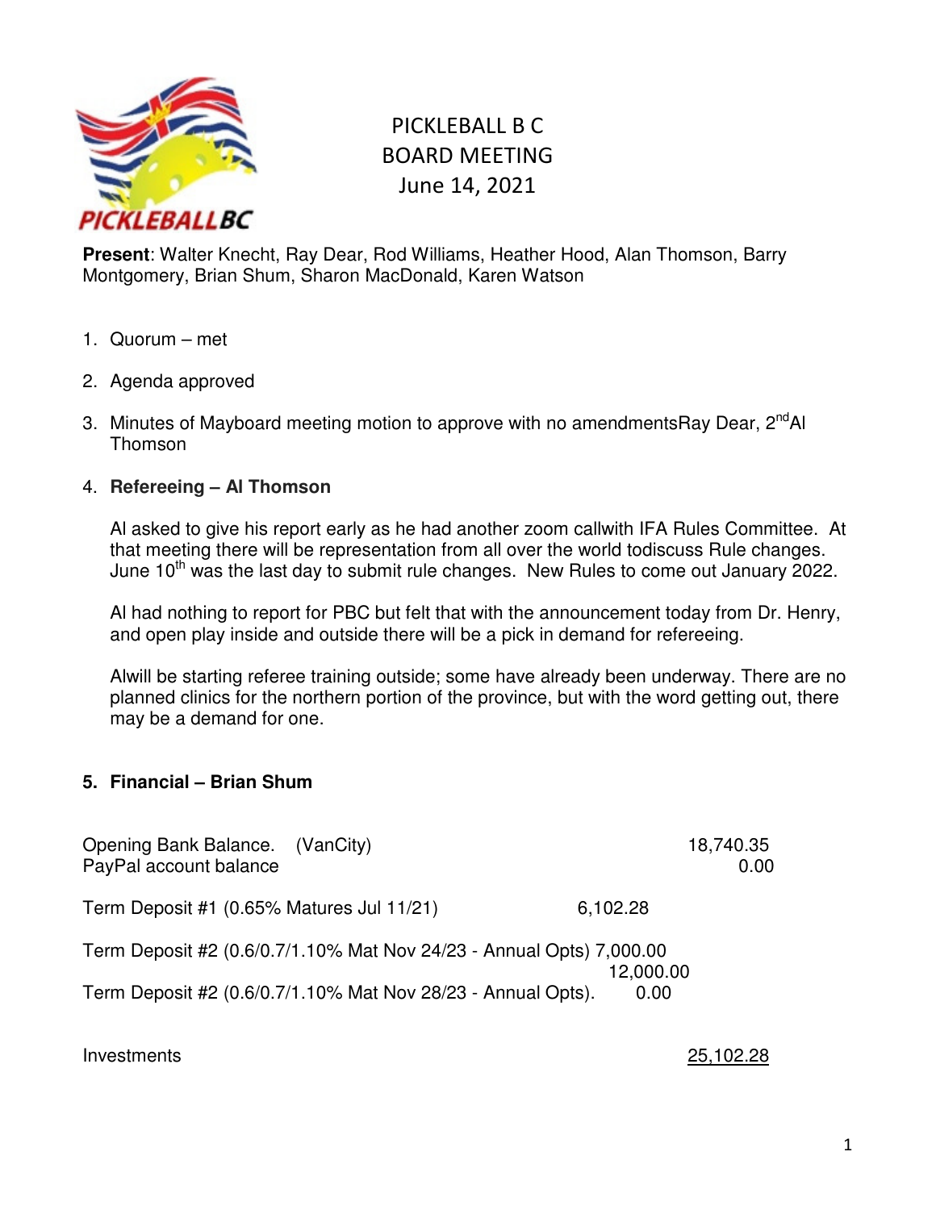# PICKLEBALL B C
# BOARD MEETING
# June 14, 2021

**Present**: Walter Knecht, Ray Dear, Rod Williams, Heather Hood, Alan Thomson, Barry Montgomery, Brian Shum, Sharon MacDonald, Karen Watson

1. Quorum – met

2. Agenda approved

3. Minutes of Mayboard meeting motion to approve with no amendmentsRay Dear, 2nd Al Thomson

4. **Refereeing – Al Thomson**

   Al asked to give his report early as he had another zoom callwith IFA Rules Committee. At that meeting there will be representation from all over the world todiscuss Rule changes. June 10th was the last day to submit rule changes. New Rules to come out January 2022.

   Al had nothing to report for PBC but felt that with the announcement today from Dr. Henry, and open play inside and outside there will be a pick in demand for refereeing.

   Alwill be starting referee training outside; some have already been underway. There are no planned clinics for the northern portion of the province, but with the word getting out, there may be a demand for one.

**5. Financial – Brian Shum**

| | | |
|---|---|---|
| Opening Bank Balance. (VanCity) | | 18,740.35 |
| PayPal account balance | | 0.00 |
| Term Deposit #1 (0.65% Matures Jul 11/21) | 6,102.28 | |
| Term Deposit #2 (0.6/0.7/1.10% Mat Nov 24/23 - Annual Opts) | 7,000.00 | |
| | 12,000.00 | |
| Term Deposit #2 (0.6/0.7/1.10% Mat Nov 28/23 - Annual Opts). | 0.00 | |
| Investments | | 25,102.28 |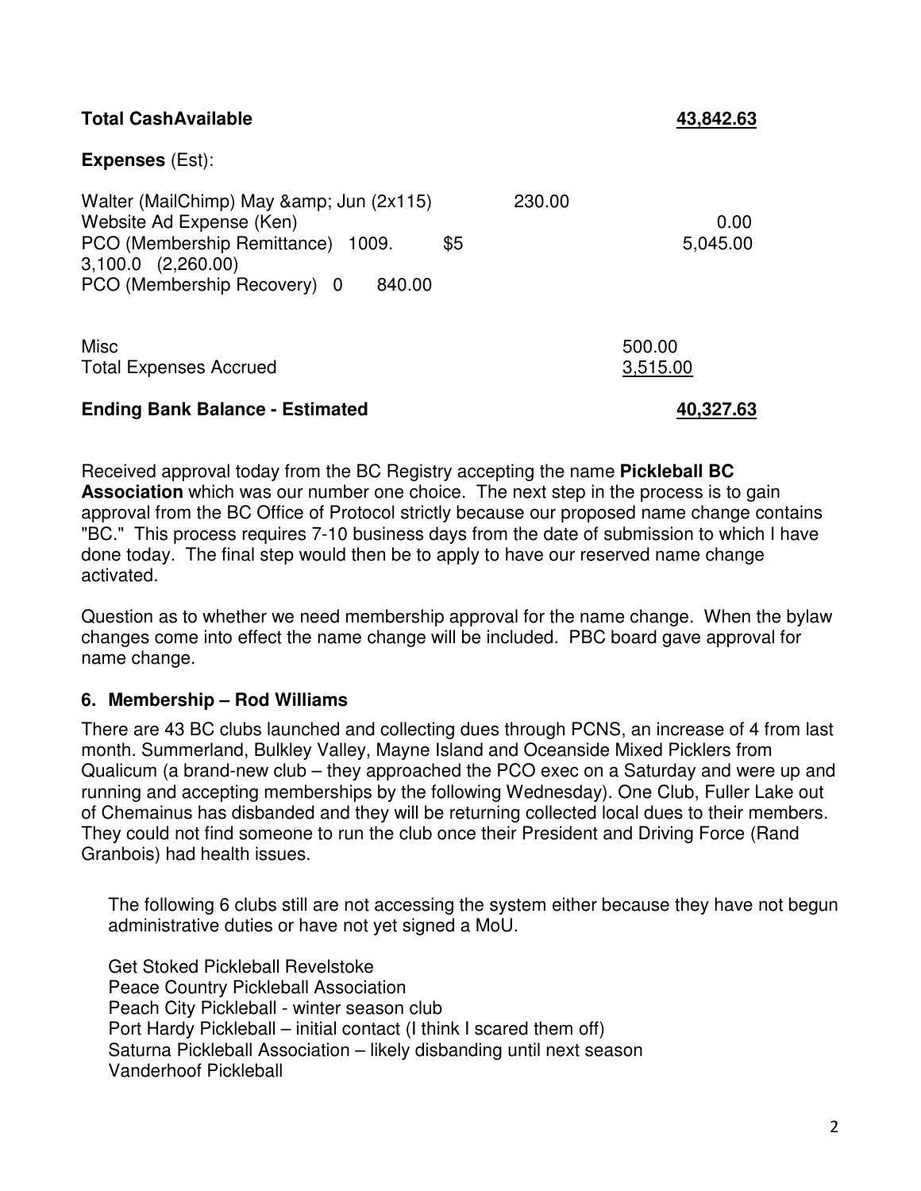**Total CashAvailable** **43,842.63**

**Expenses** (Est):

| | | | |
|---|---|---|---|
| Walter (MailChimp) May &amp; Jun (2x115) | | 230.00 | |
| Website Ad Expense (Ken) | | | 0.00 |
| PCO (Membership Remittance) 1009. | $5 | | 5,045.00 |
| 3,100.0 (2,260.00) | | | |
| PCO (Membership Recovery) 0 840.00 | | | |
| Misc | | | 500.00 |
| Total Expenses Accrued | | | 3,515.00 |

**Ending Bank Balance - Estimated** **40,327.63**

Received approval today from the BC Registry accepting the name **Pickleball BC Association** which was our number one choice. The next step in the process is to gain approval from the BC Office of Protocol strictly because our proposed name change contains "BC." This process requires 7-10 business days from the date of submission to which I have done today. The final step would then be to apply to have our reserved name change activated.

Question as to whether we need membership approval for the name change. When the bylaw changes come into effect the name change will be included. PBC board gave approval for name change.

## 6. Membership – Rod Williams

There are 43 BC clubs launched and collecting dues through PCNS, an increase of 4 from last month. Summerland, Bulkley Valley, Mayne Island and Oceanside Mixed Picklers from Qualicum (a brand-new club – they approached the PCO exec on a Saturday and were up and running and accepting memberships by the following Wednesday). One Club, Fuller Lake out of Chemainus has disbanded and they will be returning collected local dues to their members. They could not find someone to run the club once their President and Driving Force (Rand Granbois) had health issues.

The following 6 clubs still are not accessing the system either because they have not begun administrative duties or have not yet signed a MoU.

Get Stoked Pickleball Revelstoke
Peace Country Pickleball Association
Peach City Pickleball - winter season club
Port Hardy Pickleball – initial contact (I think I scared them off)
Saturna Pickleball Association – likely disbanding until next season
Vanderhoof Pickleball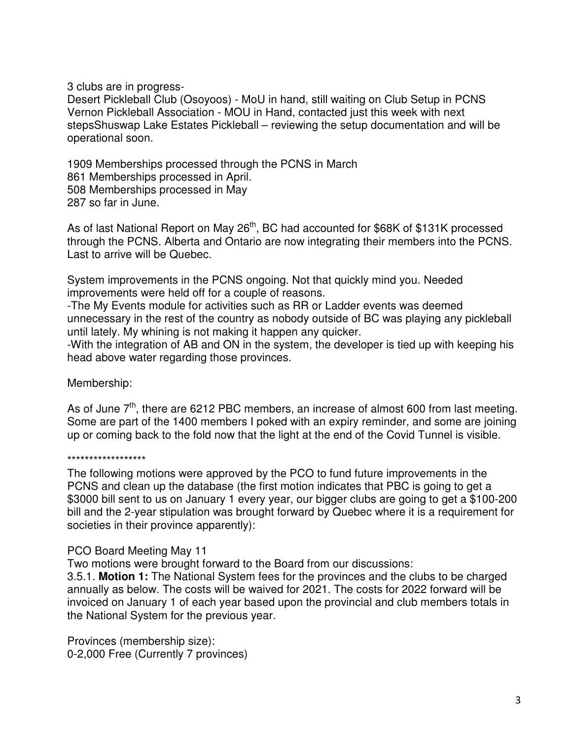3 clubs are in progress-
Desert Pickleball Club (Osoyoos) - MoU in hand, still waiting on Club Setup in PCNS
Vernon Pickleball Association - MOU in Hand, contacted just this week with next stepsShuswap Lake Estates Pickleball – reviewing the setup documentation and will be operational soon.

1909 Memberships processed through the PCNS in March
861 Memberships processed in April.
508 Memberships processed in May
287 so far in June.

As of last National Report on May 26th, BC had accounted for $68K of $131K processed through the PCNS. Alberta and Ontario are now integrating their members into the PCNS. Last to arrive will be Quebec.

System improvements in the PCNS ongoing. Not that quickly mind you. Needed improvements were held off for a couple of reasons.
-The My Events module for activities such as RR or Ladder events was deemed unnecessary in the rest of the country as nobody outside of BC was playing any pickleball until lately. My whining is not making it happen any quicker.
-With the integration of AB and ON in the system, the developer is tied up with keeping his head above water regarding those provinces.

Membership:

As of June 7th, there are 6212 PBC members, an increase of almost 600 from last meeting. Some are part of the 1400 members I poked with an expiry reminder, and some are joining up or coming back to the fold now that the light at the end of the Covid Tunnel is visible.

******************

The following motions were approved by the PCO to fund future improvements in the PCNS and clean up the database (the first motion indicates that PBC is going to get a $3000 bill sent to us on January 1 every year, our bigger clubs are going to get a $100-200 bill and the 2-year stipulation was brought forward by Quebec where it is a requirement for societies in their province apparently):

PCO Board Meeting May 11
Two motions were brought forward to the Board from our discussions:
3.5.1. **Motion 1:** The National System fees for the provinces and the clubs to be charged annually as below. The costs will be waived for 2021. The costs for 2022 forward will be invoiced on January 1 of each year based upon the provincial and club members totals in the National System for the previous year.

Provinces (membership size):
0-2,000 Free (Currently 7 provinces)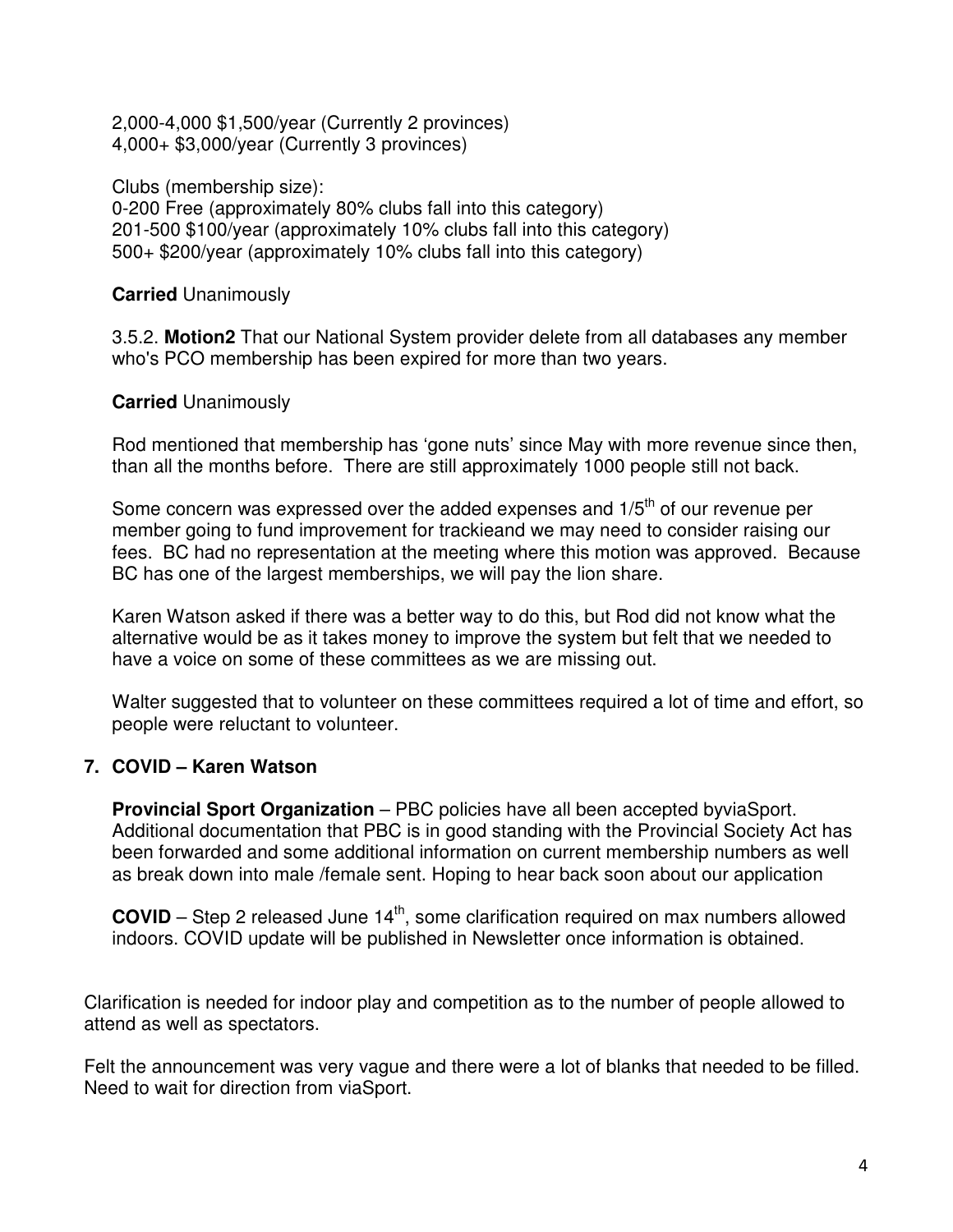2,000-4,000 $1,500/year (Currently 2 provinces)
4,000+ $3,000/year (Currently 3 provinces)

Clubs (membership size):
0-200 Free (approximately 80% clubs fall into this category)
201-500 $100/year (approximately 10% clubs fall into this category)
500+ $200/year (approximately 10% clubs fall into this category)

**Carried** Unanimously

3.5.2. **Motion2** That our National System provider delete from all databases any member who's PCO membership has been expired for more than two years.

**Carried** Unanimously

Rod mentioned that membership has 'gone nuts' since May with more revenue since then, than all the months before. There are still approximately 1000 people still not back.

Some concern was expressed over the added expenses and 1/5th of our revenue per member going to fund improvement for trackieand we may need to consider raising our fees. BC had no representation at the meeting where this motion was approved. Because BC has one of the largest memberships, we will pay the lion share.

Karen Watson asked if there was a better way to do this, but Rod did not know what the alternative would be as it takes money to improve the system but felt that we needed to have a voice on some of these committees as we are missing out.

Walter suggested that to volunteer on these committees required a lot of time and effort, so people were reluctant to volunteer.

## 7. COVID – Karen Watson

**Provincial Sport Organization** – PBC policies have all been accepted byviaSport. Additional documentation that PBC is in good standing with the Provincial Society Act has been forwarded and some additional information on current membership numbers as well as break down into male /female sent. Hoping to hear back soon about our application

**COVID** – Step 2 released June 14th, some clarification required on max numbers allowed indoors. COVID update will be published in Newsletter once information is obtained.

Clarification is needed for indoor play and competition as to the number of people allowed to attend as well as spectators.

Felt the announcement was very vague and there were a lot of blanks that needed to be filled. Need to wait for direction from viaSport.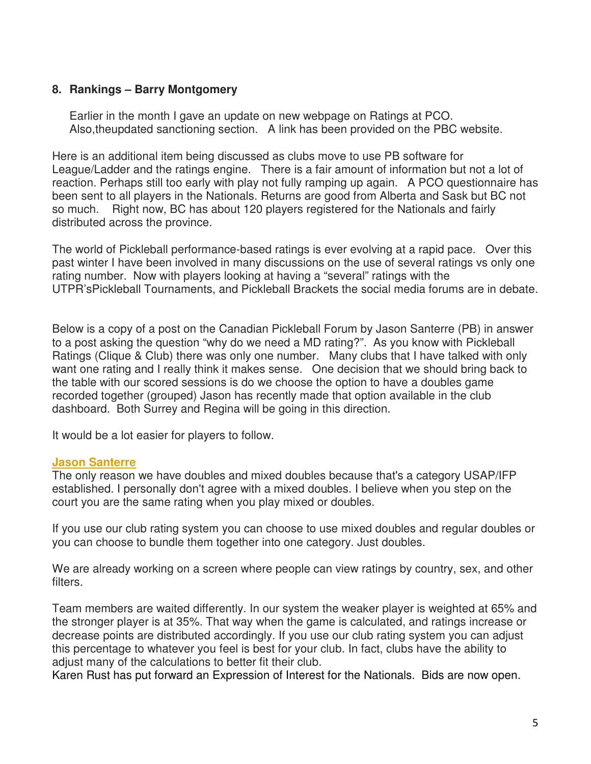**8. Rankings – Barry Montgomery**

Earlier in the month I gave an update on new webpage on Ratings at PCO. Also,theupdated sanctioning section.   A link has been provided on the PBC website.

Here is an additional item being discussed as clubs move to use PB software for League/Ladder and the ratings engine.   There is a fair amount of information but not a lot of reaction. Perhaps still too early with play not fully ramping up again.   A PCO questionnaire has been sent to all players in the Nationals. Returns are good from Alberta and Sask but BC not so much.   Right now, BC has about 120 players registered for the Nationals and fairly distributed across the province.

The world of Pickleball performance-based ratings is ever evolving at a rapid pace.   Over this past winter I have been involved in many discussions on the use of several ratings vs only one rating number.  Now with players looking at having a "several" ratings with the UTPR'sPickleball Tournaments, and Pickleball Brackets the social media forums are in debate.

Below is a copy of a post on the Canadian Pickleball Forum by Jason Santerre (PB) in answer to a post asking the question "why do we need a MD rating?".  As you know with Pickleball Ratings (Clique & Club) there was only one number.   Many clubs that I have talked with only want one rating and I really think it makes sense.   One decision that we should bring back to the table with our scored sessions is do we choose the option to have a doubles game recorded together (grouped) Jason has recently made that option available in the club dashboard.  Both Surrey and Regina will be going in this direction.

It would be a lot easier for players to follow.

**Jason Santerre**
The only reason we have doubles and mixed doubles because that's a category USAP/IFP established. I personally don't agree with a mixed doubles. I believe when you step on the court you are the same rating when you play mixed or doubles.

If you use our club rating system you can choose to use mixed doubles and regular doubles or you can choose to bundle them together into one category. Just doubles.

We are already working on a screen where people can view ratings by country, sex, and other filters.

Team members are waited differently. In our system the weaker player is weighted at 65% and the stronger player is at 35%. That way when the game is calculated, and ratings increase or decrease points are distributed accordingly. If you use our club rating system you can adjust this percentage to whatever you feel is best for your club. In fact, clubs have the ability to adjust many of the calculations to better fit their club.
Karen Rust has put forward an Expression of Interest for the Nationals.  Bids are now open.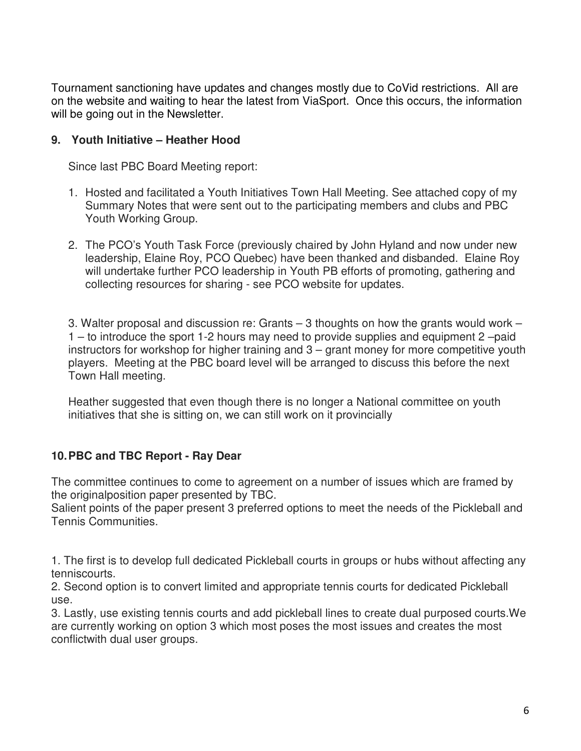Tournament sanctioning have updates and changes mostly due to CoVid restrictions. All are on the website and waiting to hear the latest from ViaSport. Once this occurs, the information will be going out in the Newsletter.

**9. Youth Initiative – Heather Hood**

Since last PBC Board Meeting report:

1. Hosted and facilitated a Youth Initiatives Town Hall Meeting. See attached copy of my Summary Notes that were sent out to the participating members and clubs and PBC Youth Working Group.

2. The PCO's Youth Task Force (previously chaired by John Hyland and now under new leadership, Elaine Roy, PCO Quebec) have been thanked and disbanded. Elaine Roy will undertake further PCO leadership in Youth PB efforts of promoting, gathering and collecting resources for sharing - see PCO website for updates.

3. Walter proposal and discussion re: Grants – 3 thoughts on how the grants would work – 1 – to introduce the sport 1-2 hours may need to provide supplies and equipment 2 –paid instructors for workshop for higher training and 3 – grant money for more competitive youth players. Meeting at the PBC board level will be arranged to discuss this before the next Town Hall meeting.

Heather suggested that even though there is no longer a National committee on youth initiatives that she is sitting on, we can still work on it provincially

**10. PBC and TBC Report - Ray Dear**

The committee continues to come to agreement on a number of issues which are framed by the originalposition paper presented by TBC.
Salient points of the paper present 3 preferred options to meet the needs of the Pickleball and Tennis Communities.

1. The first is to develop full dedicated Pickleball courts in groups or hubs without affecting any tenniscourts.
2. Second option is to convert limited and appropriate tennis courts for dedicated Pickleball use.
3. Lastly, use existing tennis courts and add pickleball lines to create dual purposed courts.We are currently working on option 3 which most poses the most issues and creates the most conflictwith dual user groups.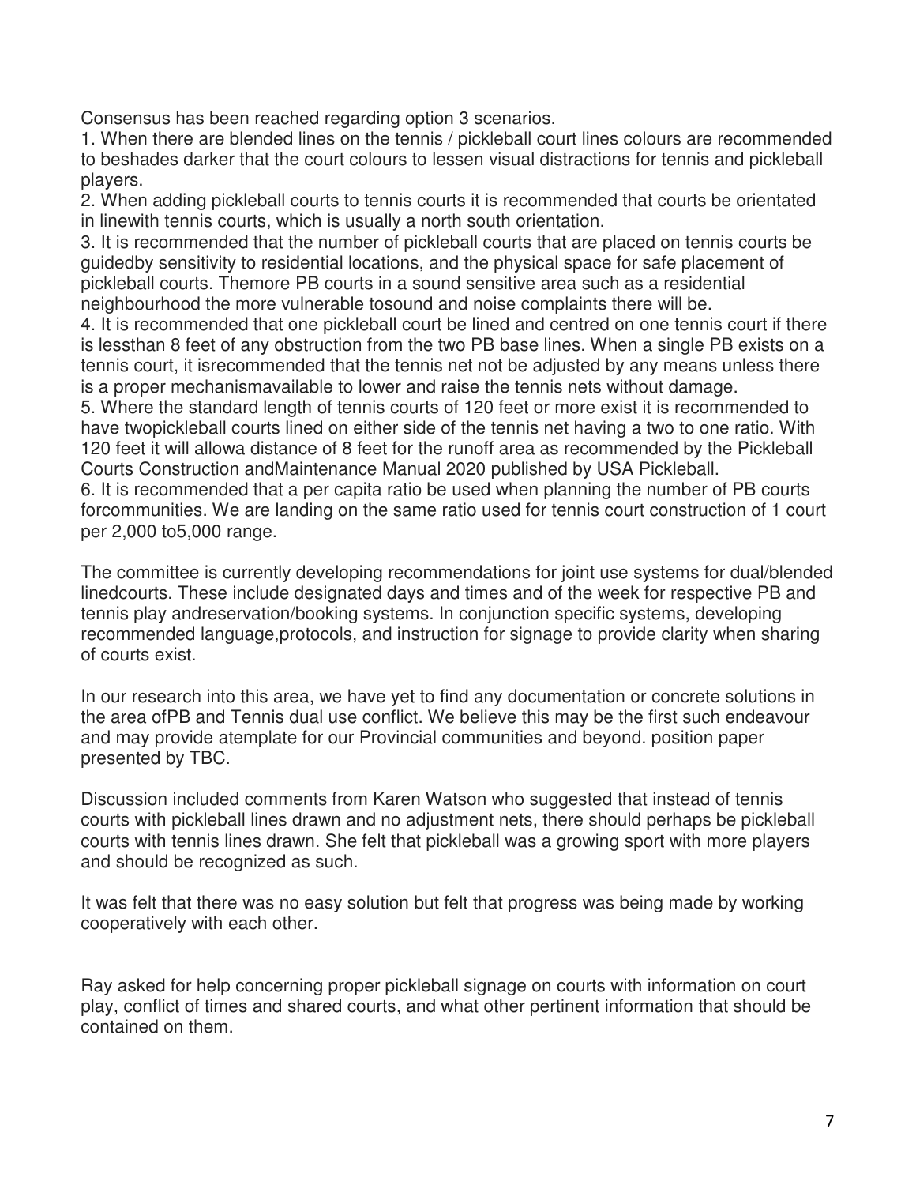Consensus has been reached regarding option 3 scenarios.

1. When there are blended lines on the tennis / pickleball court lines colours are recommended to beshades darker that the court colours to lessen visual distractions for tennis and pickleball players.
2. When adding pickleball courts to tennis courts it is recommended that courts be orientated in linewith tennis courts, which is usually a north south orientation.
3. It is recommended that the number of pickleball courts that are placed on tennis courts be guidedby sensitivity to residential locations, and the physical space for safe placement of pickleball courts. Themore PB courts in a sound sensitive area such as a residential neighbourhood the more vulnerable tosound and noise complaints there will be.
4. It is recommended that one pickleball court be lined and centred on one tennis court if there is lessthan 8 feet of any obstruction from the two PB base lines. When a single PB exists on a tennis court, it isrecommended that the tennis net not be adjusted by any means unless there is a proper mechanismavailable to lower and raise the tennis nets without damage.
5. Where the standard length of tennis courts of 120 feet or more exist it is recommended to have twopickleball courts lined on either side of the tennis net having a two to one ratio. With 120 feet it will allowa distance of 8 feet for the runoff area as recommended by the Pickleball Courts Construction andMaintenance Manual 2020 published by USA Pickleball.
6. It is recommended that a per capita ratio be used when planning the number of PB courts forcommunities. We are landing on the same ratio used for tennis court construction of 1 court per 2,000 to5,000 range.

The committee is currently developing recommendations for joint use systems for dual/blended linedcourts. These include designated days and times and of the week for respective PB and tennis play andreservation/booking systems. In conjunction specific systems, developing recommended language,protocols, and instruction for signage to provide clarity when sharing of courts exist.

In our research into this area, we have yet to find any documentation or concrete solutions in the area ofPB and Tennis dual use conflict. We believe this may be the first such endeavour and may provide atemplate for our Provincial communities and beyond. position paper presented by TBC.

Discussion included comments from Karen Watson who suggested that instead of tennis courts with pickleball lines drawn and no adjustment nets, there should perhaps be pickleball courts with tennis lines drawn. She felt that pickleball was a growing sport with more players and should be recognized as such.

It was felt that there was no easy solution but felt that progress was being made by working cooperatively with each other.

Ray asked for help concerning proper pickleball signage on courts with information on court play, conflict of times and shared courts, and what other pertinent information that should be contained on them.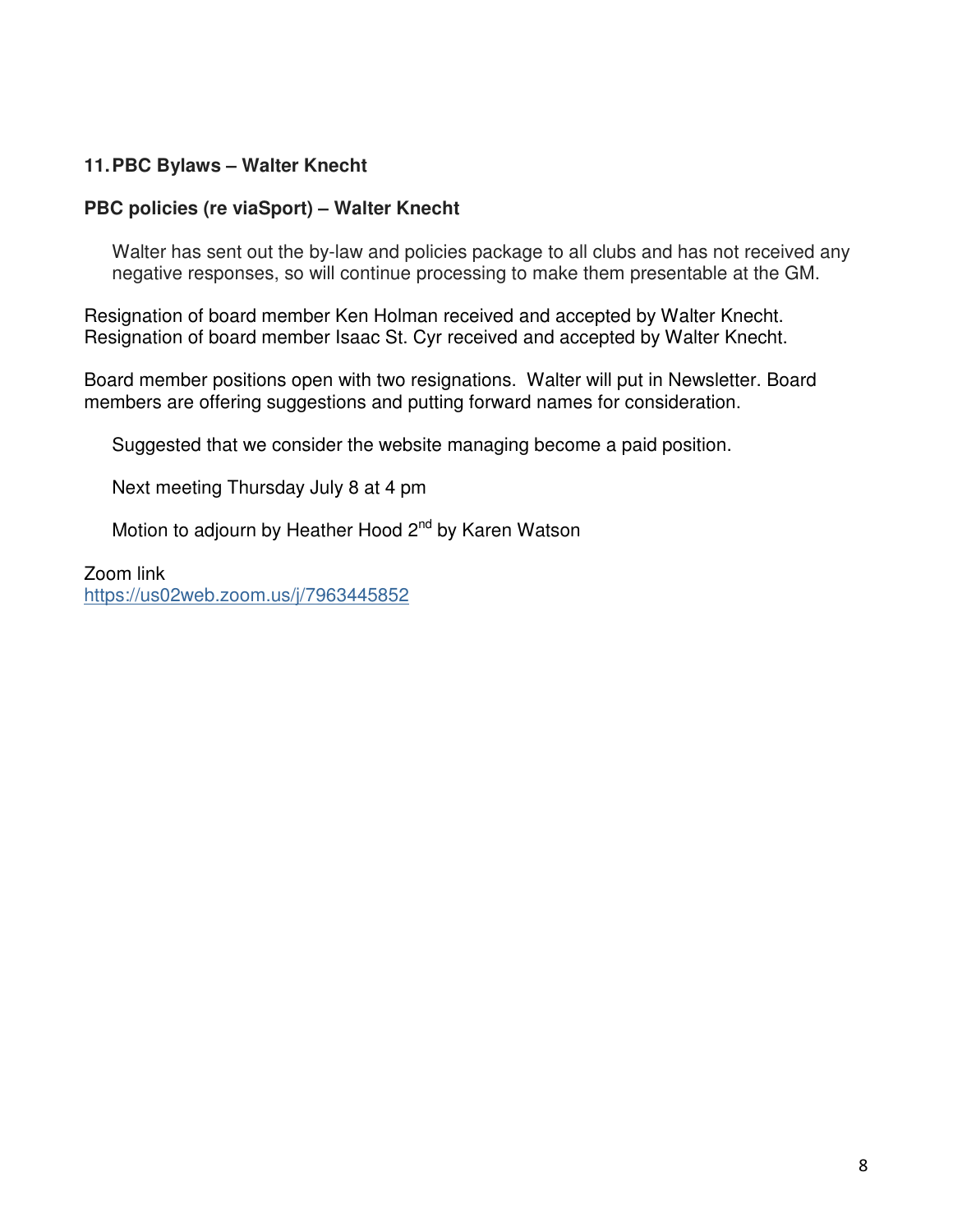**11. PBC Bylaws – Walter Knecht**

**PBC policies (re viaSport) – Walter Knecht**

Walter has sent out the by-law and policies package to all clubs and has not received any negative responses, so will continue processing to make them presentable at the GM.

Resignation of board member Ken Holman received and accepted by Walter Knecht.
Resignation of board member Isaac St. Cyr received and accepted by Walter Knecht.

Board member positions open with two resignations. Walter will put in Newsletter. Board members are offering suggestions and putting forward names for consideration.

Suggested that we consider the website managing become a paid position.

Next meeting Thursday July 8 at 4 pm

Motion to adjourn by Heather Hood 2nd by Karen Watson

Zoom link
https://us02web.zoom.us/j/7963445852